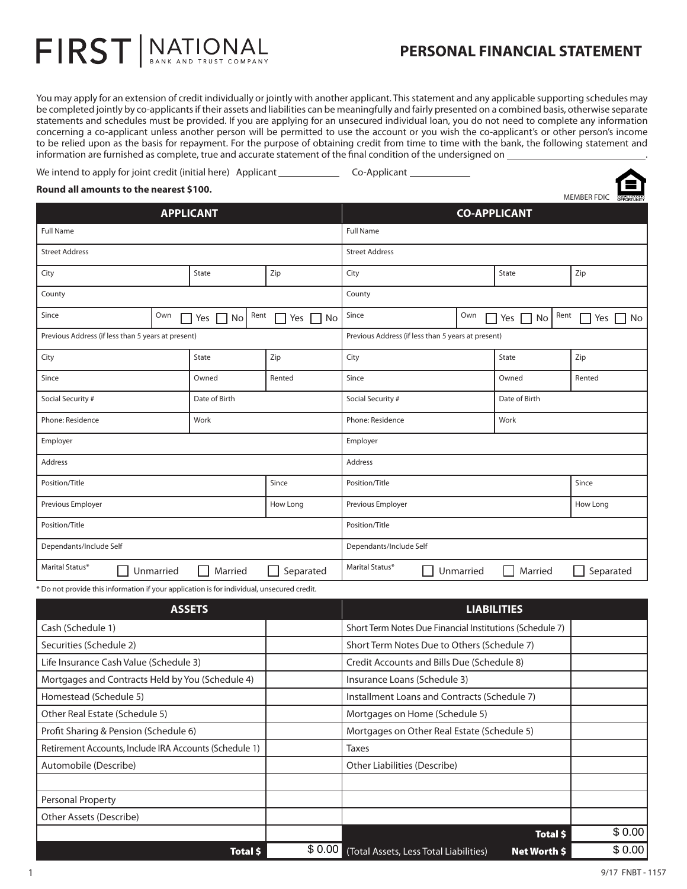FIRST | NATIONAL
BANK AND TRUST COMPANY

# PERSONAL FINANCIAL STATEMENT

You may apply for an extension of credit individually or jointly with another applicant. This statement and any applicable supporting schedules may be completed jointly by co-applicants if their assets and liabilities can be meaningfully and fairly presented on a combined basis, otherwise separate statements and schedules must be provided. If you are applying for an unsecured individual loan, you do not need to complete any information concerning a co-applicant unless another person will be permitted to use the account or you wish the co-applicant's or other person's income to be relied upon as the basis for repayment. For the purpose of obtaining credit from time to time with the bank, the following statement and information are furnished as complete, true and accurate statement of the final condition of the undersigned on \_\_\_\_\_\_\_\_\_\_\_\_\_\_\_\_\_\_\_\_.

We intend to apply for joint credit (initial here) Applicant \_\_\_\_\_\_\_\_\_\_ Co-Applicant \_\_\_\_\_\_\_\_\_\_

**Round all amounts to the nearest $100.**

MEMBER FDIC

| APPLICANT | | | CO-APPLICANT | | |
|---|---|---|---|---|---|
| Full Name | | | Full Name | | |
| Street Address | | | Street Address | | |
| City | State | Zip | City | State | Zip |
| County | | | County | | |
| Since | Own ☐ Yes ☐ No | Rent ☐ Yes ☐ No | Since | Own ☐ Yes ☐ No | Rent ☐ Yes ☐ No |
| Previous Address (if less than 5 years at present) | | | Previous Address (if less than 5 years at present) | | |
| City | State | Zip | City | State | Zip |
| Since | Owned | Rented | Since | Owned | Rented |
| Social Security # | Date of Birth | | Social Security # | Date of Birth | |
| Phone: Residence | Work | | Phone: Residence | Work | |
| Employer | | | Employer | | |
| Address | | | Address | | |
| Position/Title | | Since | Position/Title | | Since |
| Previous Employer | | How Long | Previous Employer | | How Long |
| Position/Title | | | Position/Title | | |
| Dependants/Include Self | | | Dependants/Include Self | | |
| Marital Status* ☐ Unmarried | ☐ Married | ☐ Separated | Marital Status* ☐ Unmarried | ☐ Married | ☐ Separated |

\* Do not provide this information if your application is for individual, unsecured credit.

| ASSETS | | LIABILITIES | |
|---|---|---|---|
| Cash (Schedule 1) | | Short Term Notes Due Financial Institutions (Schedule 7) | |
| Securities (Schedule 2) | | Short Term Notes Due to Others (Schedule 7) | |
| Life Insurance Cash Value (Schedule 3) | | Credit Accounts and Bills Due (Schedule 8) | |
| Mortgages and Contracts Held by You (Schedule 4) | | Insurance Loans (Schedule 3) | |
| Homestead (Schedule 5) | | Installment Loans and Contracts (Schedule 7) | |
| Other Real Estate (Schedule 5) | | Mortgages on Home (Schedule 5) | |
| Profit Sharing & Pension (Schedule 6) | | Mortgages on Other Real Estate (Schedule 5) | |
| Retirement Accounts, Include IRA Accounts (Schedule 1) | | Taxes | |
| Automobile (Describe) | | Other Liabilities (Describe) | |
| | | | |
| Personal Property | | | |
| Other Assets (Describe) | | | |
| | | **Total $** | $ 0.00 |
| **Total $** | $ 0.00 | (Total Assets, Less Total Liabilities) **Net Worth $** | $ 0.00 |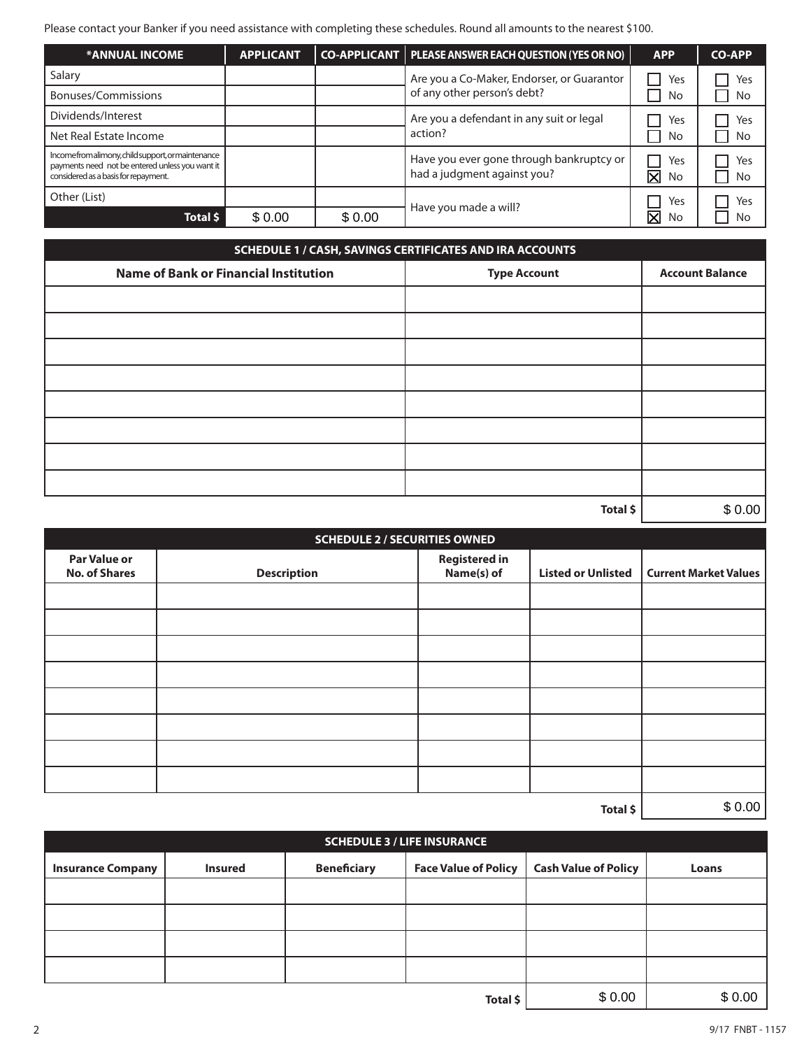Please contact your Banker if you need assistance with completing these schedules. Round all amounts to the nearest $100.

| *ANNUAL INCOME | APPLICANT | CO-APPLICANT |
|---|---|---|
| Salary | | |
| Bonuses/Commissions | | |
| Dividends/Interest | | |
| Net Real Estate Income | | |
| Income from alimony, child support, or maintenance payments need not be entered unless you want it considered as a basis for repayment. | | |
| Other (List) | | |
| **Total $** | $ 0.00 | $ 0.00 |

| PLEASE ANSWER EACH QUESTION (YES OR NO) | APP | CO-APP |
|---|---|---|
| Are you a Co-Maker, Endorser, or Guarantor of any other person's debt? | ☐ Yes ☐ No | ☐ Yes ☐ No |
| Are you a defendant in any suit or legal action? | ☐ Yes ☐ No | ☐ Yes ☐ No |
| Have you ever gone through bankruptcy or had a judgment against you? | ☐ Yes ☒ No | ☐ Yes ☐ No |
| Have you made a will? | ☐ Yes ☒ No | ☐ Yes ☐ No |

## SCHEDULE 1 / CASH, SAVINGS CERTIFICATES AND IRA ACCOUNTS

| Name of Bank or Financial Institution | Type Account | Account Balance |
|---|---|---|
| | | |
| | | |
| | | |
| | | |
| | | |
| | | |
| | | |
| | | |
| | **Total $** | $ 0.00 |

## SCHEDULE 2 / SECURITIES OWNED

| Par Value or No. of Shares | Description | Registered in Name(s) of | Listed or Unlisted | Current Market Values |
|---|---|---|---|---|
| | | | | |
| | | | | |
| | | | | |
| | | | | |
| | | | | |
| | | | | |
| | | | | |
| | | | | |
| | | | **Total $** | $ 0.00 |

## SCHEDULE 3 / LIFE INSURANCE

| Insurance Company | Insured | Beneficiary | Face Value of Policy | Cash Value of Policy | Loans |
|---|---|---|---|---|---|
| | | | | | |
| | | | | | |
| | | | | | |
| | | | | | |
| | | | **Total $** | $ 0.00 | $ 0.00 |

9/17 FNBT - 1157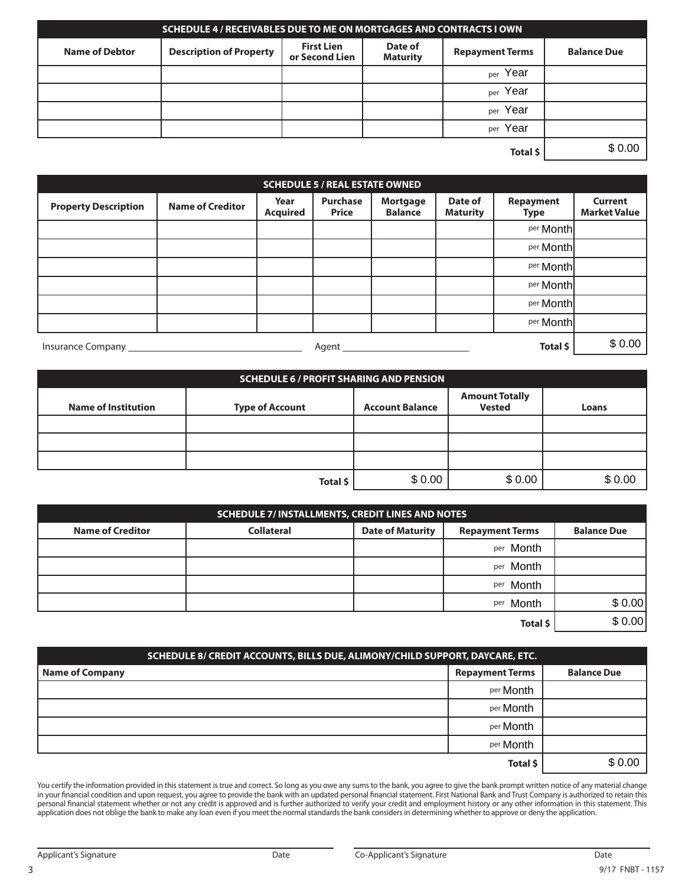## SCHEDULE 4 / RECEIVABLES DUE TO ME ON MORTGAGES AND CONTRACTS I OWN

| Name of Debtor | Description of Property | First Lien or Second Lien | Date of Maturity | Repayment Terms | Balance Due |
|---|---|---|---|---|---|
| | | | | per Year | |
| | | | | per Year | |
| | | | | per Year | |
| | | | | per Year | |
| | | | | **Total $** | $ 0.00 |

## SCHEDULE 5 / REAL ESTATE OWNED

| Property Description | Name of Creditor | Year Acquired | Purchase Price | Mortgage Balance | Date of Maturity | Repayment Type | Current Market Value |
|---|---|---|---|---|---|---|---|
| | | | | | | per Month | |
| | | | | | | per Month | |
| | | | | | | per Month | |
| | | | | | | per Month | |
| | | | | | | per Month | |
| | | | | | | per Month | |
| | | | | | | **Total $** | $ 0.00 |

Insurance Company ______________________ Agent ______________________

## SCHEDULE 6 / PROFIT SHARING AND PENSION

| Name of Institution | Type of Account | Account Balance | Amount Totally Vested | Loans |
|---|---|---|---|---|
| | | | | |
| | | | | |
| | | | | |
| | **Total $** | $ 0.00 | $ 0.00 | $ 0.00 |

## SCHEDULE 7/ INSTALLMENTS, CREDIT LINES AND NOTES

| Name of Creditor | Collateral | Date of Maturity | Repayment Terms | Balance Due |
|---|---|---|---|---|
| | | | per Month | |
| | | | per Month | |
| | | | per Month | |
| | | | per Month | $ 0.00 |
| | | | **Total $** | $ 0.00 |

## SCHEDULE 8/ CREDIT ACCOUNTS, BILLS DUE, ALIMONY/CHILD SUPPORT, DAYCARE, ETC.

| Name of Company | Repayment Terms | Balance Due |
|---|---|---|
| | per Month | |
| | per Month | |
| | per Month | |
| | per Month | |
| | **Total $** | $ 0.00 |

You certify the information provided in this statement is true and correct. So long as you owe any sums to the bank, you agree to give the bank prompt written notice of any material change in your financial condition and upon request, you agree to provide the bank with an updated personal financial statement. First National Bank and Trust Company is authorized to retain this personal financial statement whether or not any credit is approved and is further authorized to verify your credit and employment history or any other information in this statement. This application does not oblige the bank to make any loan even if you meet the normal standards the bank considers in determining whether to approve or deny the application.

Applicant's Signature ______________________ Date ______________

Co-Applicant's Signature ______________________ Date ______________

9/17 FNBT - 1157